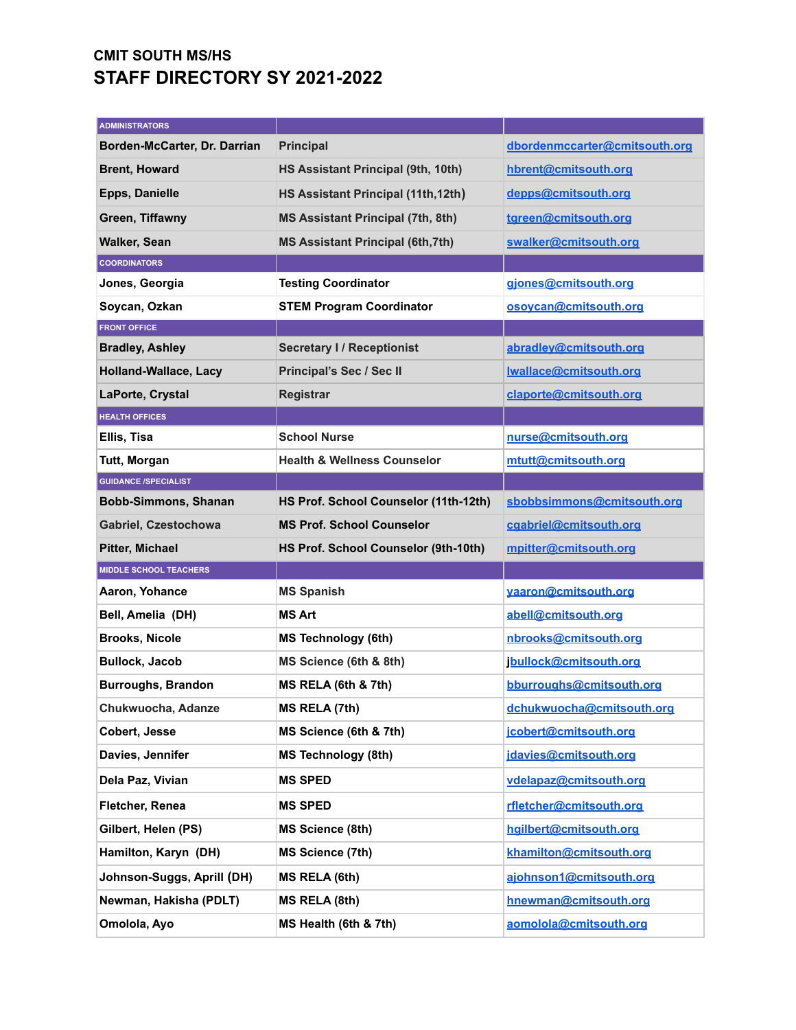# CMIT SOUTH MS/HS

## STAFF DIRECTORY SY 2021-2022

| ADMINISTRATORS | | |
|---|---|---|
| Borden-McCarter, Dr. Darrian | Principal | dbordenmccarter@cmitsouth.org |
| Brent, Howard | HS Assistant Principal (9th, 10th) | hbrent@cmitsouth.org |
| Epps, Danielle | HS Assistant Principal (11th,12th) | depps@cmitsouth.org |
| Green, Tiffawny | MS Assistant Principal (7th, 8th) | tgreen@cmitsouth.org |
| Walker, Sean | MS Assistant Principal (6th,7th) | swalker@cmitsouth.org |
| COORDINATORS | | |
| Jones, Georgia | Testing Coordinator | gjones@cmitsouth.org |
| Soycan, Ozkan | STEM Program Coordinator | osoycan@cmitsouth.org |
| FRONT OFFICE | | |
| Bradley, Ashley | Secretary I / Receptionist | abradley@cmitsouth.org |
| Holland-Wallace, Lacy | Principal's Sec / Sec II | lwallace@cmitsouth.org |
| LaPorte, Crystal | Registrar | claporte@cmitsouth.org |
| HEALTH OFFICES | | |
| Ellis, Tisa | School Nurse | nurse@cmitsouth.org |
| Tutt, Morgan | Health & Wellness Counselor | mtutt@cmitsouth.org |
| GUIDANCE /SPECIALIST | | |
| Bobb-Simmons, Shanan | HS Prof. School Counselor (11th-12th) | sbobbsimmons@cmitsouth.org |
| Gabriel, Czestochowa | MS Prof. School Counselor | cgabriel@cmitsouth.org |
| Pitter, Michael | HS Prof. School Counselor (9th-10th) | mpitter@cmitsouth.org |
| MIDDLE SCHOOL TEACHERS | | |
| Aaron, Yohance | MS Spanish | yaaron@cmitsouth.org |
| Bell, Amelia (DH) | MS Art | abell@cmitsouth.org |
| Brooks, Nicole | MS Technology (6th) | nbrooks@cmitsouth.org |
| Bullock, Jacob | MS Science (6th & 8th) | jbullock@cmitsouth.org |
| Burroughs, Brandon | MS RELA (6th & 7th) | bburroughs@cmitsouth.org |
| Chukwuocha, Adanze | MS RELA (7th) | dchukwuocha@cmitsouth.org |
| Cobert, Jesse | MS Science (6th & 7th) | jcobert@cmitsouth.org |
| Davies, Jennifer | MS Technology (8th) | jdavies@cmitsouth.org |
| Dela Paz, Vivian | MS SPED | vdelapaz@cmitsouth.org |
| Fletcher, Renea | MS SPED | rfletcher@cmitsouth.org |
| Gilbert, Helen (PS) | MS Science (8th) | hgilbert@cmitsouth.org |
| Hamilton, Karyn (DH) | MS Science (7th) | khamilton@cmitsouth.org |
| Johnson-Suggs, Aprill (DH) | MS RELA (6th) | ajohnson1@cmitsouth.org |
| Newman, Hakisha (PDLT) | MS RELA (8th) | hnewman@cmitsouth.org |
| Omolola, Ayo | MS Health (6th & 7th) | aomolola@cmitsouth.org |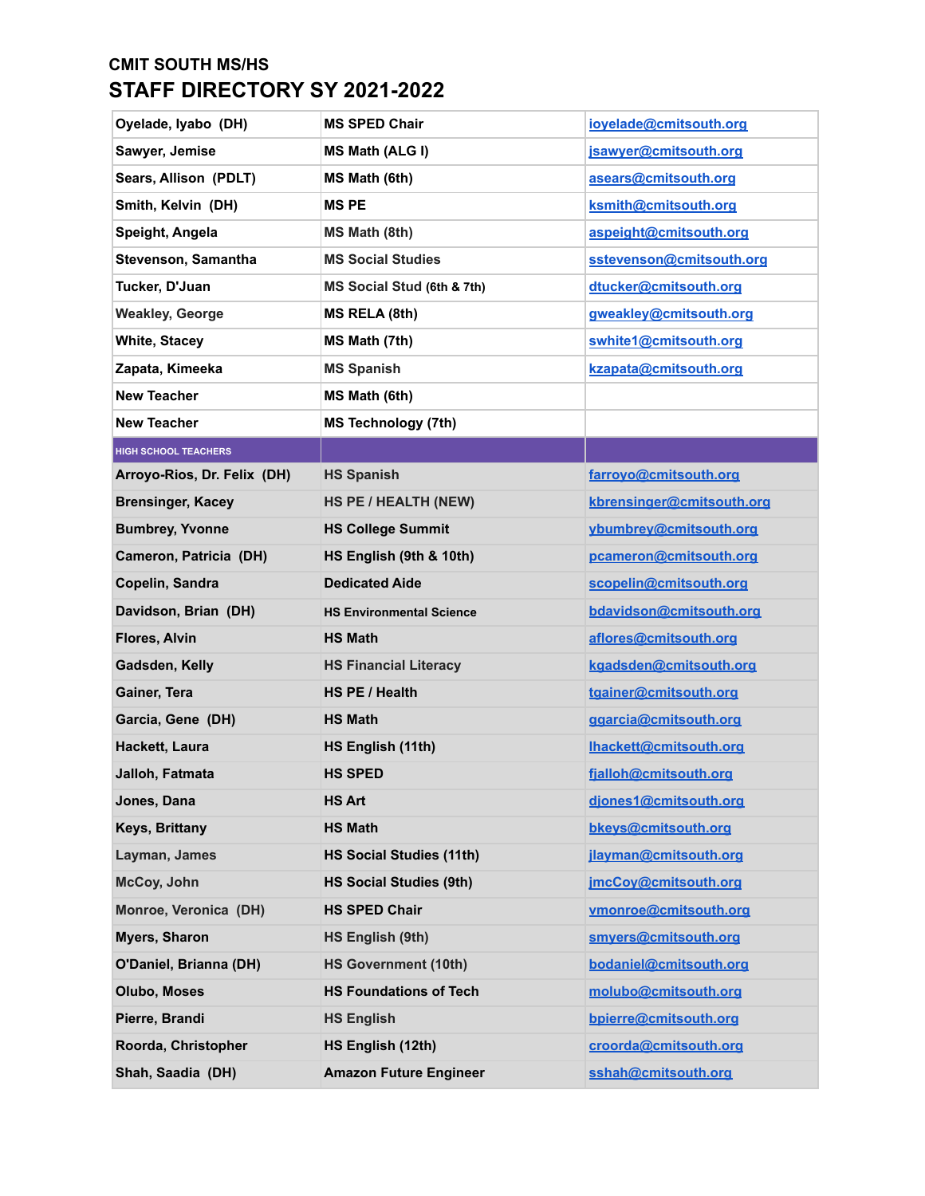## CMIT SOUTH MS/HS

# STAFF DIRECTORY SY 2021-2022

| | | |
|---|---|---|
| Oyelade, Iyabo (DH) | MS SPED Chair | ioyelade@cmitsouth.org |
| Sawyer, Jemise | MS Math (ALG I) | jsawyer@cmitsouth.org |
| Sears, Allison (PDLT) | MS Math (6th) | asears@cmitsouth.org |
| Smith, Kelvin (DH) | MS PE | ksmith@cmitsouth.org |
| Speight, Angela | MS Math (8th) | aspeight@cmitsouth.org |
| Stevenson, Samantha | MS Social Studies | sstevenson@cmitsouth.org |
| Tucker, D'Juan | MS Social Stud (6th & 7th) | dtucker@cmitsouth.org |
| Weakley, George | MS RELA (8th) | gweakley@cmitsouth.org |
| White, Stacey | MS Math (7th) | swhite1@cmitsouth.org |
| Zapata, Kimeeka | MS Spanish | kzapata@cmitsouth.org |
| New Teacher | MS Math (6th) | |
| New Teacher | MS Technology (7th) | |
| **HIGH SCHOOL TEACHERS** | | |
| Arroyo-Rios, Dr. Felix (DH) | HS Spanish | farroyo@cmitsouth.org |
| Brensinger, Kacey | HS PE / HEALTH (NEW) | kbrensinger@cmitsouth.org |
| Bumbrey, Yvonne | HS College Summit | ybumbrey@cmitsouth.org |
| Cameron, Patricia (DH) | HS English (9th & 10th) | pcameron@cmitsouth.org |
| Copelin, Sandra | Dedicated Aide | scopelin@cmitsouth.org |
| Davidson, Brian (DH) | HS Environmental Science | bdavidson@cmitsouth.org |
| Flores, Alvin | HS Math | aflores@cmitsouth.org |
| Gadsden, Kelly | HS Financial Literacy | kgadsden@cmitsouth.org |
| Gainer, Tera | HS PE / Health | tgainer@cmitsouth.org |
| Garcia, Gene (DH) | HS Math | ggarcia@cmitsouth.org |
| Hackett, Laura | HS English (11th) | lhackett@cmitsouth.org |
| Jalloh, Fatmata | HS SPED | fjalloh@cmitsouth.org |
| Jones, Dana | HS Art | djones1@cmitsouth.org |
| Keys, Brittany | HS Math | bkeys@cmitsouth.org |
| Layman, James | HS Social Studies (11th) | jlayman@cmitsouth.org |
| McCoy, John | HS Social Studies (9th) | jmcCoy@cmitsouth.org |
| Monroe, Veronica (DH) | HS SPED Chair | vmonroe@cmitsouth.org |
| Myers, Sharon | HS English (9th) | smyers@cmitsouth.org |
| O'Daniel, Brianna (DH) | HS Government (10th) | bodaniel@cmitsouth.org |
| Olubo, Moses | HS Foundations of Tech | molubo@cmitsouth.org |
| Pierre, Brandi | HS English | bpierre@cmitsouth.org |
| Roorda, Christopher | HS English (12th) | croorda@cmitsouth.org |
| Shah, Saadia (DH) | Amazon Future Engineer | sshah@cmitsouth.org |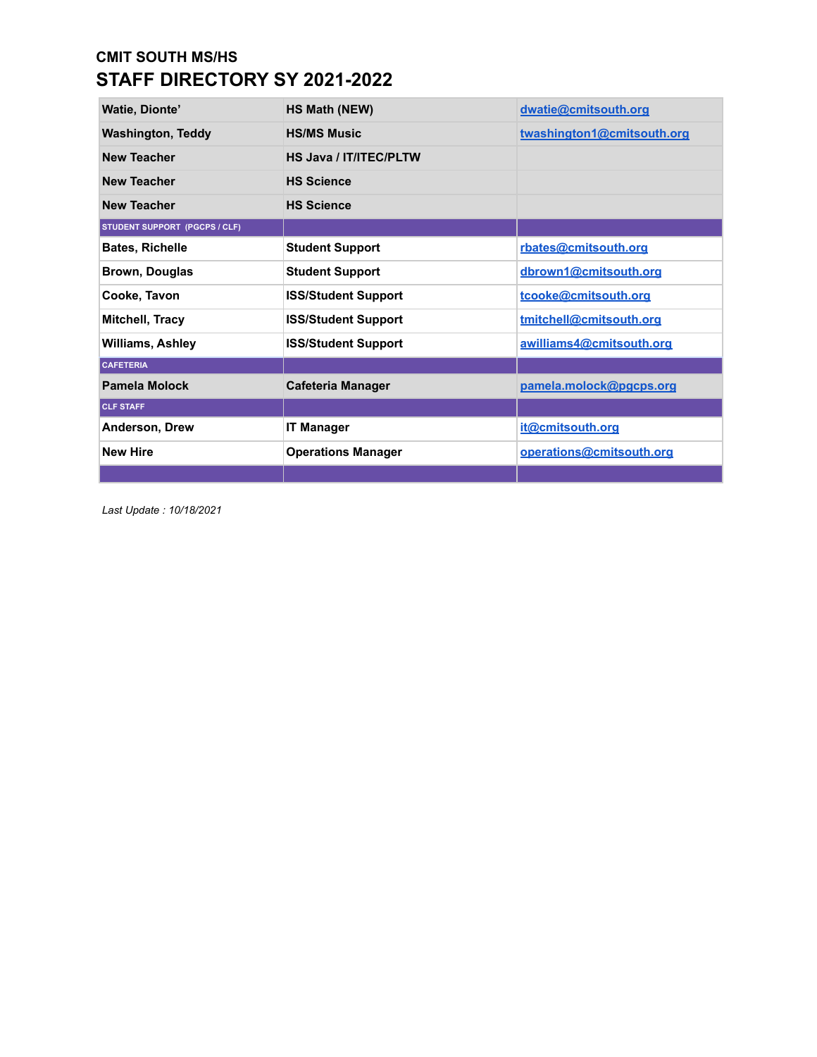### CMIT SOUTH MS/HS

## STAFF DIRECTORY SY 2021-2022

| | | |
|---|---|---|
| **Watie, Dionte'** | **HS Math (NEW)** | dwatie@cmitsouth.org |
| **Washington, Teddy** | **HS/MS Music** | twashington1@cmitsouth.org |
| **New Teacher** | **HS Java / IT/ITEC/PLTW** | |
| **New Teacher** | **HS Science** | |
| **New Teacher** | **HS Science** | |
| **STUDENT SUPPORT (PGCPS / CLF)** | | |
| **Bates, Richelle** | **Student Support** | rbates@cmitsouth.org |
| **Brown, Douglas** | **Student Support** | dbrown1@cmitsouth.org |
| **Cooke, Tavon** | **ISS/Student Support** | tcooke@cmitsouth.org |
| **Mitchell, Tracy** | **ISS/Student Support** | tmitchell@cmitsouth.org |
| **Williams, Ashley** | **ISS/Student Support** | awilliams4@cmitsouth.org |
| **CAFETERIA** | | |
| **Pamela Molock** | **Cafeteria Manager** | pamela.molock@pgcps.org |
| **CLF STAFF** | | |
| **Anderson, Drew** | **IT Manager** | it@cmitsouth.org |
| **New Hire** | **Operations Manager** | operations@cmitsouth.org |
| | | |

*Last Update : 10/18/2021*